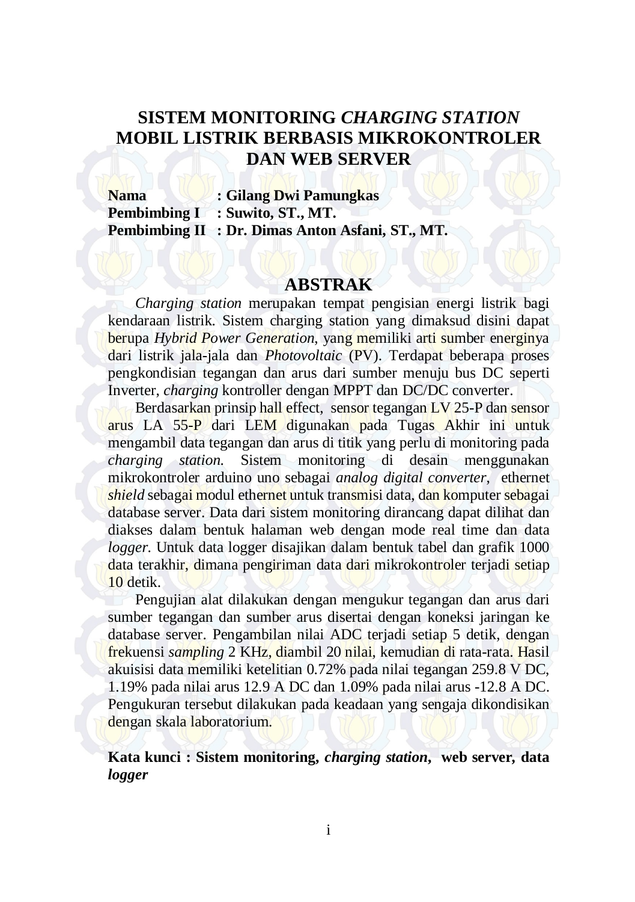# SISTEM MONITORING *CHARGING STATION* MOBIL LISTRIK BERBASIS MIKROKONTROLER DAN WEB SERVER

**Nama : Gilang Dwi Pamungkas**
**Pembimbing I : Suwito, ST., MT.**
**Pembimbing II : Dr. Dimas Anton Asfani, ST., MT.**

## ABSTRAK

*Charging station* merupakan tempat pengisian energi listrik bagi kendaraan listrik. Sistem charging station yang dimaksud disini dapat berupa *Hybrid Power Generation*, yang memiliki arti sumber energinya dari listrik jala-jala dan *Photovoltaic* (PV). Terdapat beberapa proses pengkondisian tegangan dan arus dari sumber menuju bus DC seperti Inverter, *charging* kontroller dengan MPPT dan DC/DC converter.

Berdasarkan prinsip hall effect, sensor tegangan LV 25-P dan sensor arus LA 55-P dari LEM digunakan pada Tugas Akhir ini untuk mengambil data tegangan dan arus di titik yang perlu di monitoring pada *charging station.* Sistem monitoring di desain menggunakan mikrokontroler arduino uno sebagai *analog digital converter,* ethernet *shield* sebagai modul ethernet untuk transmisi data, dan komputer sebagai database server. Data dari sistem monitoring dirancang dapat dilihat dan diakses dalam bentuk halaman web dengan mode real time dan data *logger.* Untuk data logger disajikan dalam bentuk tabel dan grafik 1000 data terakhir, dimana pengiriman data dari mikrokontroler terjadi setiap 10 detik.

Pengujian alat dilakukan dengan mengukur tegangan dan arus dari sumber tegangan dan sumber arus disertai dengan koneksi jaringan ke database server. Pengambilan nilai ADC terjadi setiap 5 detik, dengan frekuensi *sampling* 2 KHz, diambil 20 nilai, kemudian di rata-rata. Hasil akuisisi data memiliki ketelitian 0.72% pada nilai tegangan 259.8 V DC, 1.19% pada nilai arus 12.9 A DC dan 1.09% pada nilai arus -12.8 A DC. Pengukuran tersebut dilakukan pada keadaan yang sengaja dikondisikan dengan skala laboratorium.

**Kata kunci : Sistem monitoring, *charging station*, web server, data *logger***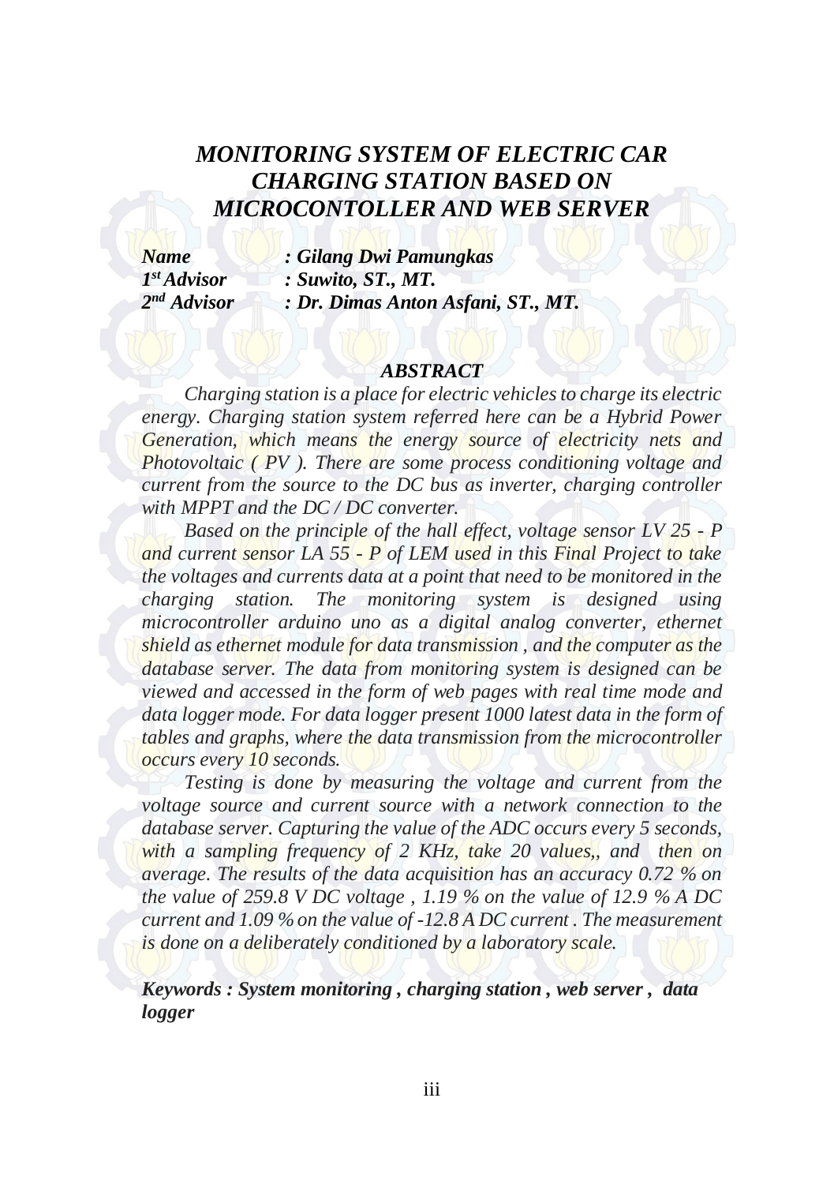# *MONITORING SYSTEM OF ELECTRIC CAR CHARGING STATION BASED ON MICROCONTOLLER AND WEB SERVER*

***Name*** ***: Gilang Dwi Pamungkas***
***1st Advisor*** ***: Suwito, ST., MT.***
***2nd Advisor*** ***: Dr. Dimas Anton Asfani, ST., MT.***

## *ABSTRACT*

*Charging station is a place for electric vehicles to charge its electric energy. Charging station system referred here can be a Hybrid Power Generation, which means the energy source of electricity nets and Photovoltaic ( PV ). There are some process conditioning voltage and current from the source to the DC bus as inverter, charging controller with MPPT and the DC / DC converter.*

*Based on the principle of the hall effect, voltage sensor LV 25 - P and current sensor LA 55 - P of LEM used in this Final Project to take the voltages and currents data at a point that need to be monitored in the charging station. The monitoring system is designed using microcontroller arduino uno as a digital analog converter, ethernet shield as ethernet module for data transmission , and the computer as the database server. The data from monitoring system is designed can be viewed and accessed in the form of web pages with real time mode and data logger mode. For data logger present 1000 latest data in the form of tables and graphs, where the data transmission from the microcontroller occurs every 10 seconds.*

*Testing is done by measuring the voltage and current from the voltage source and current source with a network connection to the database server. Capturing the value of the ADC occurs every 5 seconds, with a sampling frequency of 2 KHz, take 20 values,, and then on average. The results of the data acquisition has an accuracy 0.72 % on the value of 259.8 V DC voltage , 1.19 % on the value of 12.9 % A DC current and 1.09 % on the value of -12.8 A DC current . The measurement is done on a deliberately conditioned by a laboratory scale.*

***Keywords : System monitoring , charging station , web server , data logger***